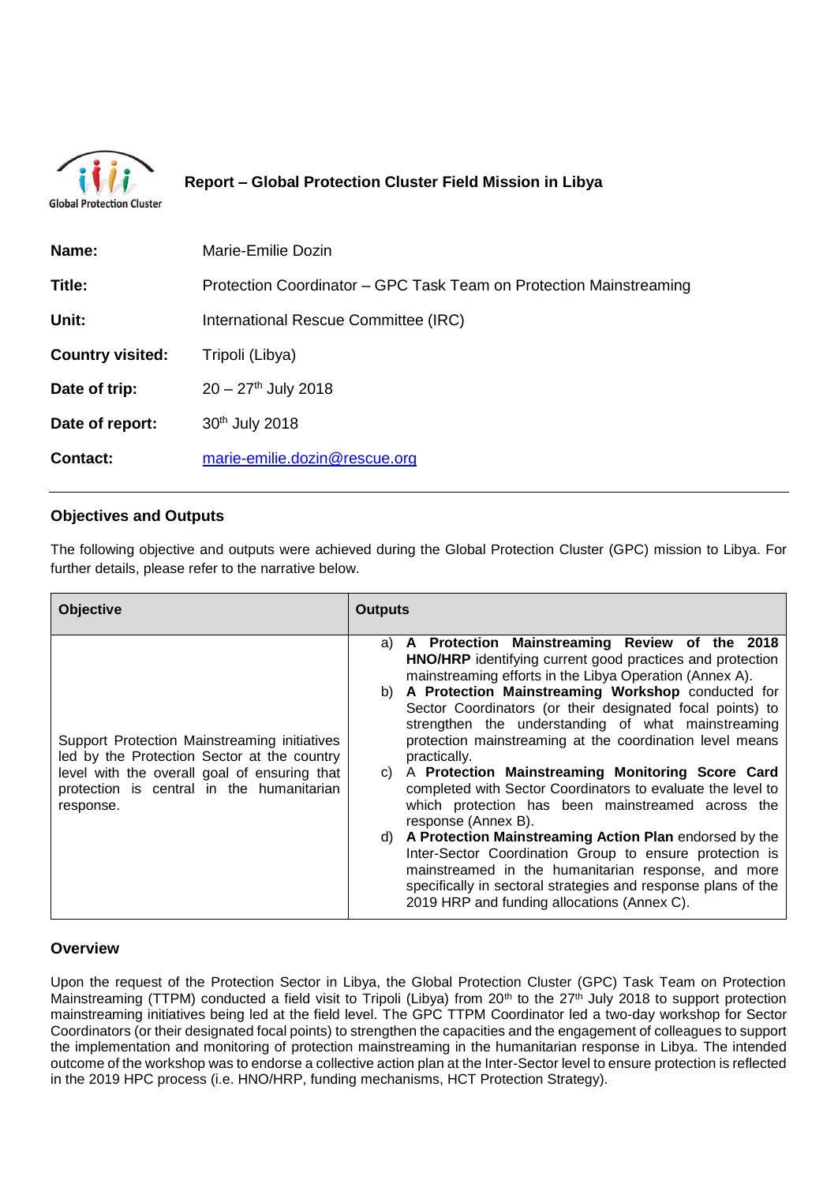# Report – Global Protection Cluster Field Mission in Libya

Global Protection Cluster

| | |
|---|---|
| **Name:** | Marie-Emilie Dozin |
| **Title:** | Protection Coordinator – GPC Task Team on Protection Mainstreaming |
| **Unit:** | International Rescue Committee (IRC) |
| **Country visited:** | Tripoli (Libya) |
| **Date of trip:** | 20 – 27th July 2018 |
| **Date of report:** | 30th July 2018 |
| **Contact:** | [marie-emilie.dozin@rescue.org](mailto:marie-emilie.dozin@rescue.org) |

## Objectives and Outputs

The following objective and outputs were achieved during the Global Protection Cluster (GPC) mission to Libya. For further details, please refer to the narrative below.

| Objective | Outputs |
|---|---|
| Support Protection Mainstreaming initiatives led by the Protection Sector at the country level with the overall goal of ensuring that protection is central in the humanitarian response. | a) **A Protection Mainstreaming Review of the 2018 HNO/HRP** identifying current good practices and protection mainstreaming efforts in the Libya Operation (Annex A).<br>b) **A Protection Mainstreaming Workshop** conducted for Sector Coordinators (or their designated focal points) to strengthen the understanding of what mainstreaming protection mainstreaming at the coordination level means practically.<br>c) A **Protection Mainstreaming Monitoring Score Card** completed with Sector Coordinators to evaluate the level to which protection has been mainstreamed across the response (Annex B).<br>d) **A Protection Mainstreaming Action Plan** endorsed by the Inter-Sector Coordination Group to ensure protection is mainstreamed in the humanitarian response, and more specifically in sectoral strategies and response plans of the 2019 HRP and funding allocations (Annex C). |

## Overview

Upon the request of the Protection Sector in Libya, the Global Protection Cluster (GPC) Task Team on Protection Mainstreaming (TTPM) conducted a field visit to Tripoli (Libya) from 20th to the 27th July 2018 to support protection mainstreaming initiatives being led at the field level. The GPC TTPM Coordinator led a two-day workshop for Sector Coordinators (or their designated focal points) to strengthen the capacities and the engagement of colleagues to support the implementation and monitoring of protection mainstreaming in the humanitarian response in Libya. The intended outcome of the workshop was to endorse a collective action plan at the Inter-Sector level to ensure protection is reflected in the 2019 HPC process (i.e. HNO/HRP, funding mechanisms, HCT Protection Strategy).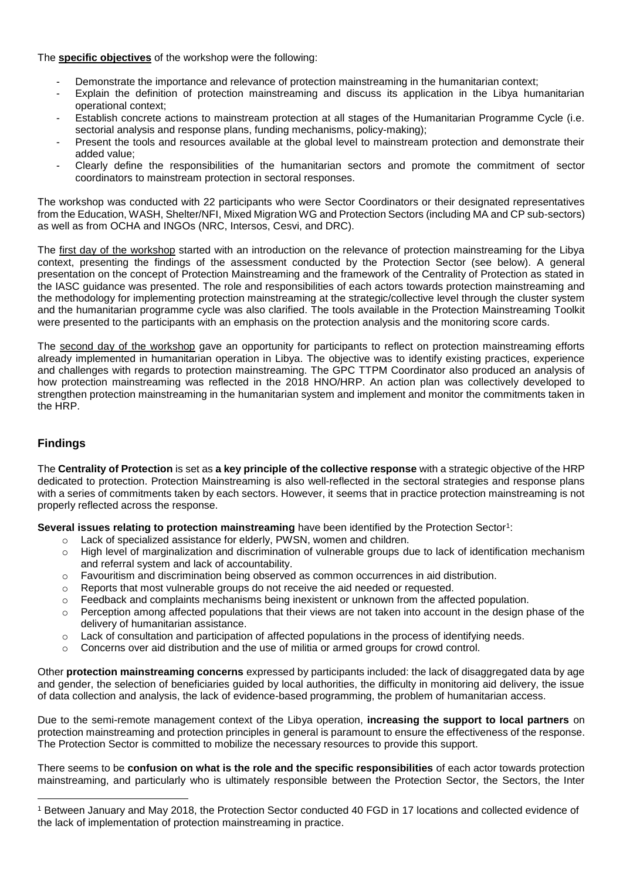The **specific objectives** of the workshop were the following:

- Demonstrate the importance and relevance of protection mainstreaming in the humanitarian context;
- Explain the definition of protection mainstreaming and discuss its application in the Libya humanitarian operational context;
- Establish concrete actions to mainstream protection at all stages of the Humanitarian Programme Cycle (i.e. sectorial analysis and response plans, funding mechanisms, policy-making);
- Present the tools and resources available at the global level to mainstream protection and demonstrate their added value;
- Clearly define the responsibilities of the humanitarian sectors and promote the commitment of sector coordinators to mainstream protection in sectoral responses.

The workshop was conducted with 22 participants who were Sector Coordinators or their designated representatives from the Education, WASH, Shelter/NFI, Mixed Migration WG and Protection Sectors (including MA and CP sub-sectors) as well as from OCHA and INGOs (NRC, Intersos, Cesvi, and DRC).

The first day of the workshop started with an introduction on the relevance of protection mainstreaming for the Libya context, presenting the findings of the assessment conducted by the Protection Sector (see below). A general presentation on the concept of Protection Mainstreaming and the framework of the Centrality of Protection as stated in the IASC guidance was presented. The role and responsibilities of each actors towards protection mainstreaming and the methodology for implementing protection mainstreaming at the strategic/collective level through the cluster system and the humanitarian programme cycle was also clarified. The tools available in the Protection Mainstreaming Toolkit were presented to the participants with an emphasis on the protection analysis and the monitoring score cards.

The second day of the workshop gave an opportunity for participants to reflect on protection mainstreaming efforts already implemented in humanitarian operation in Libya. The objective was to identify existing practices, experience and challenges with regards to protection mainstreaming. The GPC TTPM Coordinator also produced an analysis of how protection mainstreaming was reflected in the 2018 HNO/HRP. An action plan was collectively developed to strengthen protection mainstreaming in the humanitarian system and implement and monitor the commitments taken in the HRP.

## Findings

The **Centrality of Protection** is set as **a key principle of the collective response** with a strategic objective of the HRP dedicated to protection. Protection Mainstreaming is also well-reflected in the sectoral strategies and response plans with a series of commitments taken by each sectors. However, it seems that in practice protection mainstreaming is not properly reflected across the response.

**Several issues relating to protection mainstreaming** have been identified by the Protection Sector[1]:

- Lack of specialized assistance for elderly, PWSN, women and children.
- High level of marginalization and discrimination of vulnerable groups due to lack of identification mechanism and referral system and lack of accountability.
- Favouritism and discrimination being observed as common occurrences in aid distribution.
- Reports that most vulnerable groups do not receive the aid needed or requested.
- Feedback and complaints mechanisms being inexistent or unknown from the affected population.
- Perception among affected populations that their views are not taken into account in the design phase of the delivery of humanitarian assistance.
- Lack of consultation and participation of affected populations in the process of identifying needs.
- Concerns over aid distribution and the use of militia or armed groups for crowd control.

Other **protection mainstreaming concerns** expressed by participants included: the lack of disaggregated data by age and gender, the selection of beneficiaries guided by local authorities, the difficulty in monitoring aid delivery, the issue of data collection and analysis, the lack of evidence-based programming, the problem of humanitarian access.

Due to the semi-remote management context of the Libya operation, **increasing the support to local partners** on protection mainstreaming and protection principles in general is paramount to ensure the effectiveness of the response. The Protection Sector is committed to mobilize the necessary resources to provide this support.

There seems to be **confusion on what is the role and the specific responsibilities** of each actor towards protection mainstreaming, and particularly who is ultimately responsible between the Protection Sector, the Sectors, the Inter

[1] Between January and May 2018, the Protection Sector conducted 40 FGD in 17 locations and collected evidence of the lack of implementation of protection mainstreaming in practice.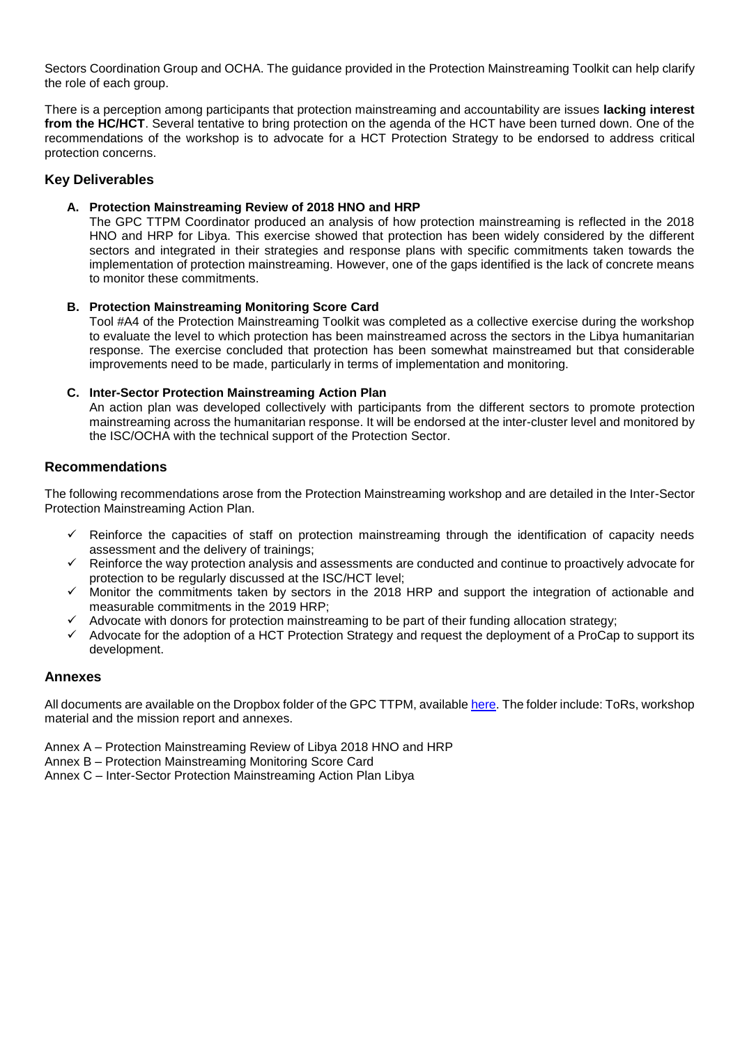Sectors Coordination Group and OCHA. The guidance provided in the Protection Mainstreaming Toolkit can help clarify the role of each group.

There is a perception among participants that protection mainstreaming and accountability are issues **lacking interest from the HC/HCT**. Several tentative to bring protection on the agenda of the HCT have been turned down. One of the recommendations of the workshop is to advocate for a HCT Protection Strategy to be endorsed to address critical protection concerns.

### Key Deliverables

**A. Protection Mainstreaming Review of 2018 HNO and HRP**

The GPC TTPM Coordinator produced an analysis of how protection mainstreaming is reflected in the 2018 HNO and HRP for Libya. This exercise showed that protection has been widely considered by the different sectors and integrated in their strategies and response plans with specific commitments taken towards the implementation of protection mainstreaming. However, one of the gaps identified is the lack of concrete means to monitor these commitments.

**B. Protection Mainstreaming Monitoring Score Card**

Tool #A4 of the Protection Mainstreaming Toolkit was completed as a collective exercise during the workshop to evaluate the level to which protection has been mainstreamed across the sectors in the Libya humanitarian response. The exercise concluded that protection has been somewhat mainstreamed but that considerable improvements need to be made, particularly in terms of implementation and monitoring.

**C. Inter-Sector Protection Mainstreaming Action Plan**

An action plan was developed collectively with participants from the different sectors to promote protection mainstreaming across the humanitarian response. It will be endorsed at the inter-cluster level and monitored by the ISC/OCHA with the technical support of the Protection Sector.

### Recommendations

The following recommendations arose from the Protection Mainstreaming workshop and are detailed in the Inter-Sector Protection Mainstreaming Action Plan.

- ✓ Reinforce the capacities of staff on protection mainstreaming through the identification of capacity needs assessment and the delivery of trainings;
- ✓ Reinforce the way protection analysis and assessments are conducted and continue to proactively advocate for protection to be regularly discussed at the ISC/HCT level;
- ✓ Monitor the commitments taken by sectors in the 2018 HRP and support the integration of actionable and measurable commitments in the 2019 HRP;
- ✓ Advocate with donors for protection mainstreaming to be part of their funding allocation strategy;
- ✓ Advocate for the adoption of a HCT Protection Strategy and request the deployment of a ProCap to support its development.

### Annexes

All documents are available on the Dropbox folder of the GPC TTPM, available here. The folder include: ToRs, workshop material and the mission report and annexes.

Annex A – Protection Mainstreaming Review of Libya 2018 HNO and HRP
Annex B – Protection Mainstreaming Monitoring Score Card
Annex C – Inter-Sector Protection Mainstreaming Action Plan Libya